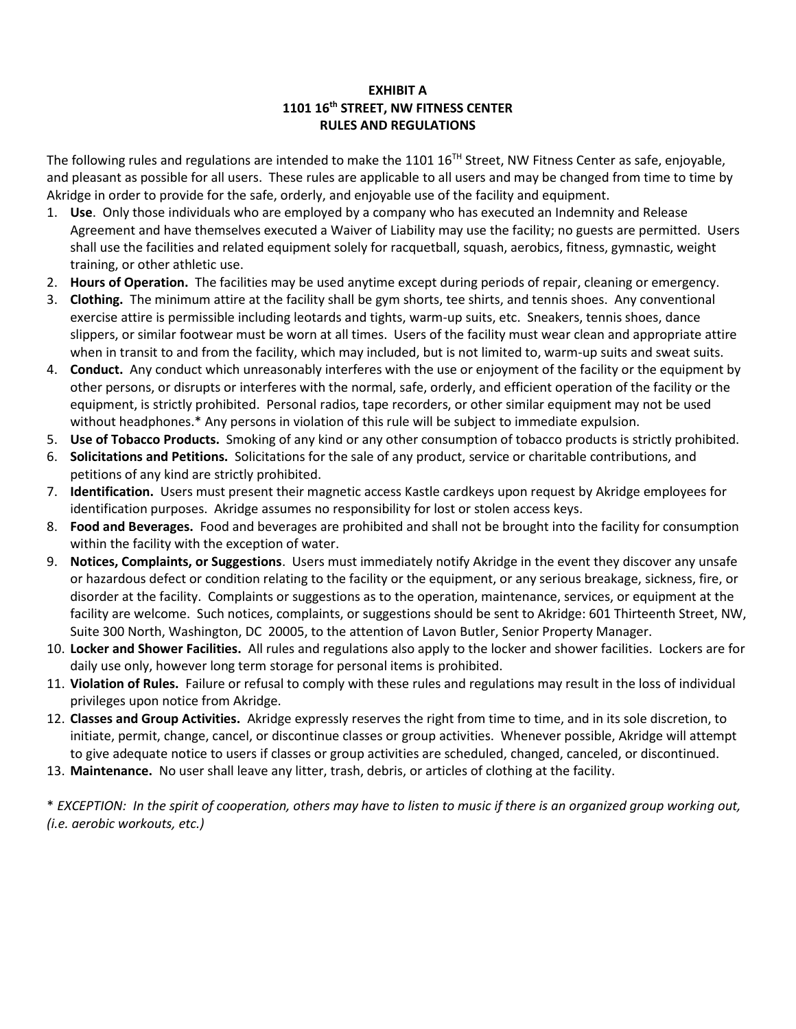**EXHIBIT A**
**1101 16th STREET, NW FITNESS CENTER**
**RULES AND REGULATIONS**

The following rules and regulations are intended to make the 1101 16TH Street, NW Fitness Center as safe, enjoyable, and pleasant as possible for all users. These rules are applicable to all users and may be changed from time to time by Akridge in order to provide for the safe, orderly, and enjoyable use of the facility and equipment.

1. **Use**. Only those individuals who are employed by a company who has executed an Indemnity and Release Agreement and have themselves executed a Waiver of Liability may use the facility; no guests are permitted. Users shall use the facilities and related equipment solely for racquetball, squash, aerobics, fitness, gymnastic, weight training, or other athletic use.
2. **Hours of Operation.** The facilities may be used anytime except during periods of repair, cleaning or emergency.
3. **Clothing.** The minimum attire at the facility shall be gym shorts, tee shirts, and tennis shoes. Any conventional exercise attire is permissible including leotards and tights, warm-up suits, etc. Sneakers, tennis shoes, dance slippers, or similar footwear must be worn at all times. Users of the facility must wear clean and appropriate attire when in transit to and from the facility, which may included, but is not limited to, warm-up suits and sweat suits.
4. **Conduct.** Any conduct which unreasonably interferes with the use or enjoyment of the facility or the equipment by other persons, or disrupts or interferes with the normal, safe, orderly, and efficient operation of the facility or the equipment, is strictly prohibited. Personal radios, tape recorders, or other similar equipment may not be used without headphones.* Any persons in violation of this rule will be subject to immediate expulsion.
5. **Use of Tobacco Products.** Smoking of any kind or any other consumption of tobacco products is strictly prohibited.
6. **Solicitations and Petitions.** Solicitations for the sale of any product, service or charitable contributions, and petitions of any kind are strictly prohibited.
7. **Identification.** Users must present their magnetic access Kastle cardkeys upon request by Akridge employees for identification purposes. Akridge assumes no responsibility for lost or stolen access keys.
8. **Food and Beverages.** Food and beverages are prohibited and shall not be brought into the facility for consumption within the facility with the exception of water.
9. **Notices, Complaints, or Suggestions**. Users must immediately notify Akridge in the event they discover any unsafe or hazardous defect or condition relating to the facility or the equipment, or any serious breakage, sickness, fire, or disorder at the facility. Complaints or suggestions as to the operation, maintenance, services, or equipment at the facility are welcome. Such notices, complaints, or suggestions should be sent to Akridge: 601 Thirteenth Street, NW, Suite 300 North, Washington, DC 20005, to the attention of Lavon Butler, Senior Property Manager.
10. **Locker and Shower Facilities.** All rules and regulations also apply to the locker and shower facilities. Lockers are for daily use only, however long term storage for personal items is prohibited.
11. **Violation of Rules.** Failure or refusal to comply with these rules and regulations may result in the loss of individual privileges upon notice from Akridge.
12. **Classes and Group Activities.** Akridge expressly reserves the right from time to time, and in its sole discretion, to initiate, permit, change, cancel, or discontinue classes or group activities. Whenever possible, Akridge will attempt to give adequate notice to users if classes or group activities are scheduled, changed, canceled, or discontinued.
13. **Maintenance.** No user shall leave any litter, trash, debris, or articles of clothing at the facility.

\* *EXCEPTION: In the spirit of cooperation, others may have to listen to music if there is an organized group working out, (i.e. aerobic workouts, etc.)*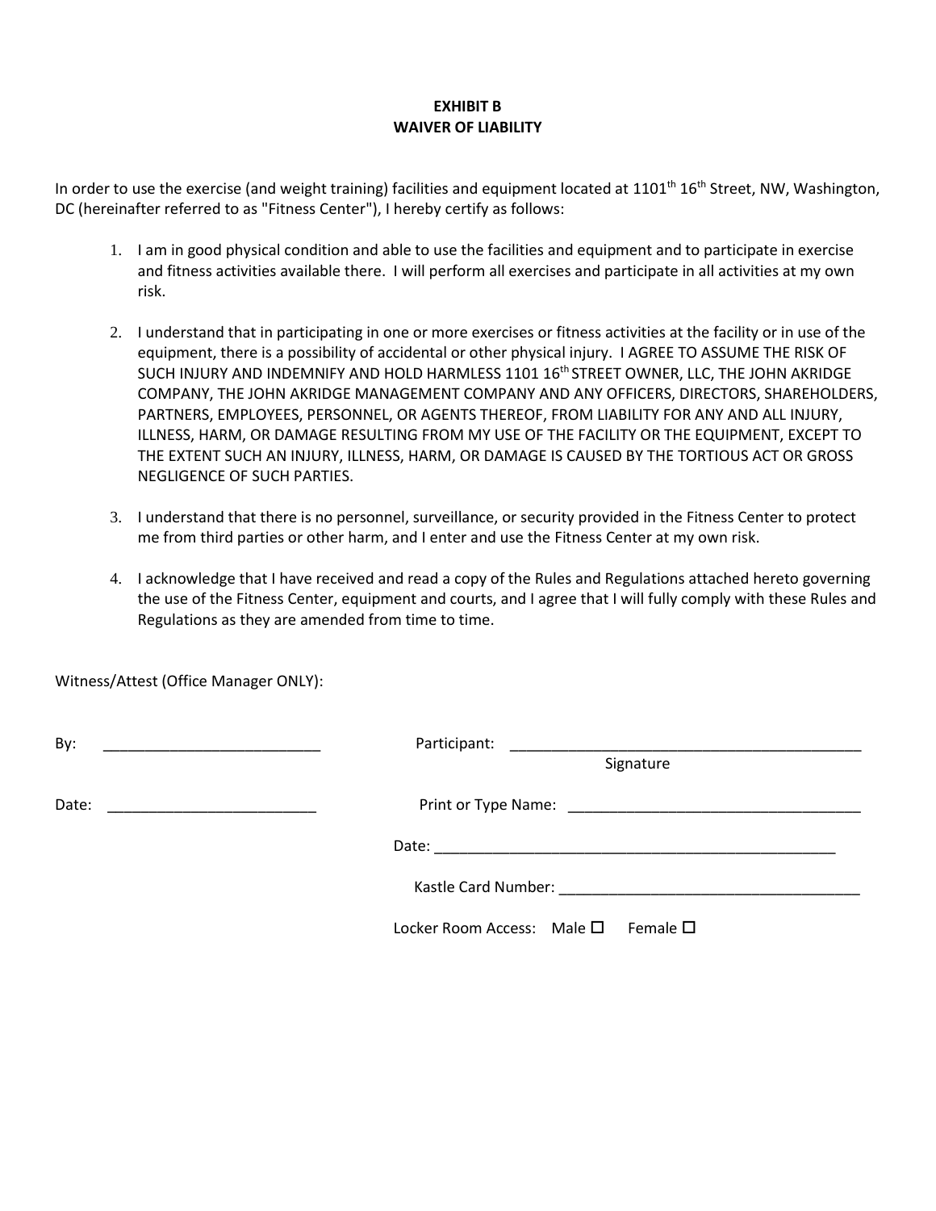**EXHIBIT B**
**WAIVER OF LIABILITY**

In order to use the exercise (and weight training) facilities and equipment located at 1101th 16th Street, NW, Washington, DC (hereinafter referred to as "Fitness Center"), I hereby certify as follows:

1. I am in good physical condition and able to use the facilities and equipment and to participate in exercise and fitness activities available there. I will perform all exercises and participate in all activities at my own risk.

2. I understand that in participating in one or more exercises or fitness activities at the facility or in use of the equipment, there is a possibility of accidental or other physical injury. I AGREE TO ASSUME THE RISK OF SUCH INJURY AND INDEMNIFY AND HOLD HARMLESS 1101 16th STREET OWNER, LLC, THE JOHN AKRIDGE COMPANY, THE JOHN AKRIDGE MANAGEMENT COMPANY AND ANY OFFICERS, DIRECTORS, SHAREHOLDERS, PARTNERS, EMPLOYEES, PERSONNEL, OR AGENTS THEREOF, FROM LIABILITY FOR ANY AND ALL INJURY, ILLNESS, HARM, OR DAMAGE RESULTING FROM MY USE OF THE FACILITY OR THE EQUIPMENT, EXCEPT TO THE EXTENT SUCH AN INJURY, ILLNESS, HARM, OR DAMAGE IS CAUSED BY THE TORTIOUS ACT OR GROSS NEGLIGENCE OF SUCH PARTIES.

3. I understand that there is no personnel, surveillance, or security provided in the Fitness Center to protect me from third parties or other harm, and I enter and use the Fitness Center at my own risk.

4. I acknowledge that I have received and read a copy of the Rules and Regulations attached hereto governing the use of the Fitness Center, equipment and courts, and I agree that I will fully comply with these Rules and Regulations as they are amended from time to time.

Witness/Attest (Office Manager ONLY):

By: __________________________

Date: _________________________

Participant: ____________________________________________
Signature

Print or Type Name: ___________________________________

Date: __________________________________________________

Kastle Card Number: ____________________________________

Locker Room Access: Male ☐ Female ☐